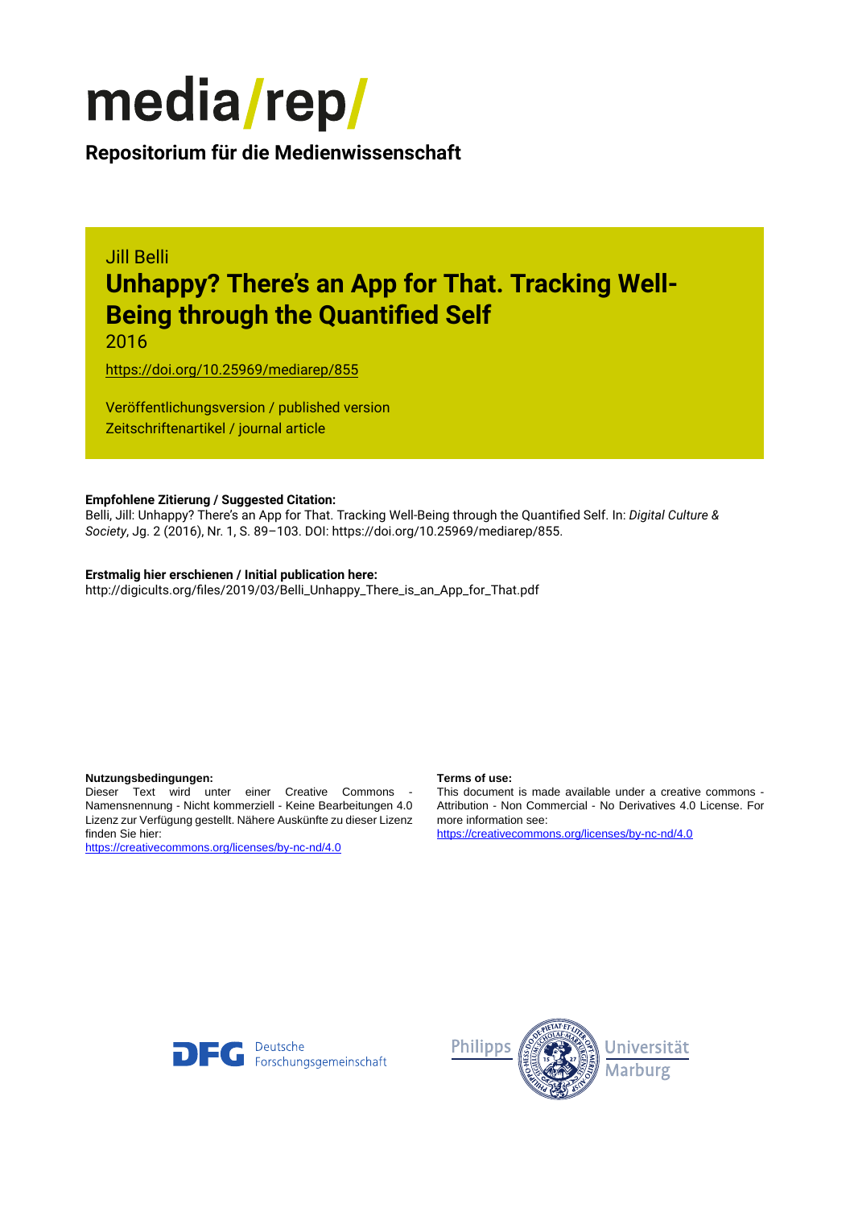# media/rep/

**Repositorium für die Medienwissenschaft**

Jill Belli

## Unhappy? There's an App for That. Tracking Well-Being through the Quantified Self

2016

https://doi.org/10.25969/mediarep/855

Veröffentlichungsversion / published version
Zeitschriftenartikel / journal article

**Empfohlene Zitierung / Suggested Citation:**
Belli, Jill: Unhappy? There's an App for That. Tracking Well-Being through the Quantified Self. In: *Digital Culture & Society*, Jg. 2 (2016), Nr. 1, S. 89–103. DOI: https://doi.org/10.25969/mediarep/855.

**Erstmalig hier erschienen / Initial publication here:**
http://digicults.org/files/2019/03/Belli_Unhappy_There_is_an_App_for_That.pdf

**Nutzungsbedingungen:**
Dieser Text wird unter einer Creative Commons - Namensnennung - Nicht kommerziell - Keine Bearbeitungen 4.0 Lizenz zur Verfügung gestellt. Nähere Auskünfte zu dieser Lizenz finden Sie hier:
https://creativecommons.org/licenses/by-nc-nd/4.0

**Terms of use:**
This document is made available under a creative commons - Attribution - Non Commercial - No Derivatives 4.0 License. For more information see:
https://creativecommons.org/licenses/by-nc-nd/4.0

DFG Deutsche Forschungsgemeinschaft

Philipps Universität Marburg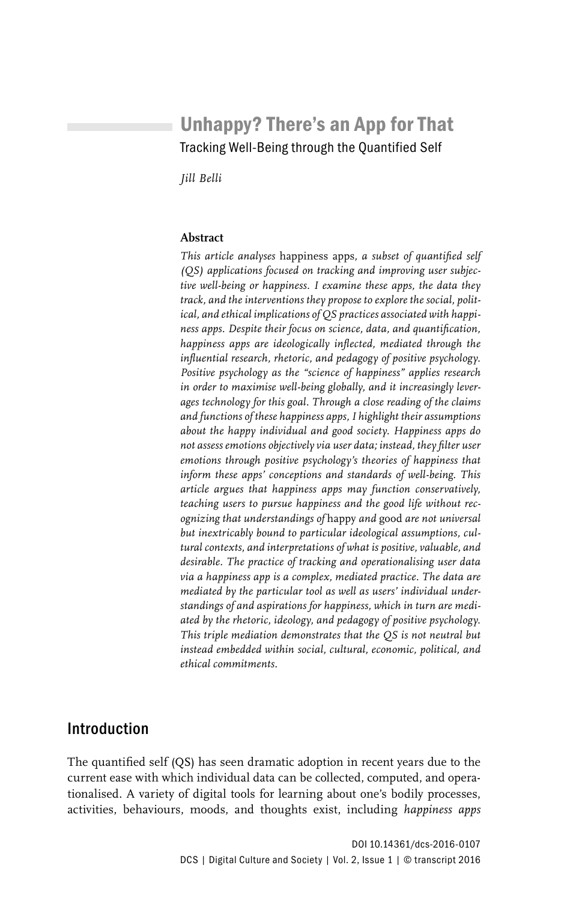# Unhappy? There's an App for That

Tracking Well-Being through the Quantified Self

*Jill Belli*

**Abstract**

*This article analyses* happiness apps*, a subset of quantified self (QS) applications focused on tracking and improving user subjective well-being or happiness. I examine these apps, the data they track, and the interventions they propose to explore the social, political, and ethical implications of QS practices associated with happiness apps. Despite their focus on science, data, and quantification, happiness apps are ideologically inflected, mediated through the influential research, rhetoric, and pedagogy of positive psychology. Positive psychology as the "science of happiness" applies research in order to maximise well-being globally, and it increasingly leverages technology for this goal. Through a close reading of the claims and functions of these happiness apps, I highlight their assumptions about the happy individual and good society. Happiness apps do not assess emotions objectively via user data; instead, they filter user emotions through positive psychology's theories of happiness that inform these apps' conceptions and standards of well-being. This article argues that happiness apps may function conservatively, teaching users to pursue happiness and the good life without recognizing that understandings of* happy *and* good *are not universal but inextricably bound to particular ideological assumptions, cultural contexts, and interpretations of what is positive, valuable, and desirable. The practice of tracking and operationalising user data via a happiness app is a complex, mediated practice. The data are mediated by the particular tool as well as users' individual understandings of and aspirations for happiness, which in turn are mediated by the rhetoric, ideology, and pedagogy of positive psychology. This triple mediation demonstrates that the QS is not neutral but instead embedded within social, cultural, economic, political, and ethical commitments.*

## Introduction

The quantified self (QS) has seen dramatic adoption in recent years due to the current ease with which individual data can be collected, computed, and operationalised. A variety of digital tools for learning about one's bodily processes, activities, behaviours, moods, and thoughts exist, including *happiness apps*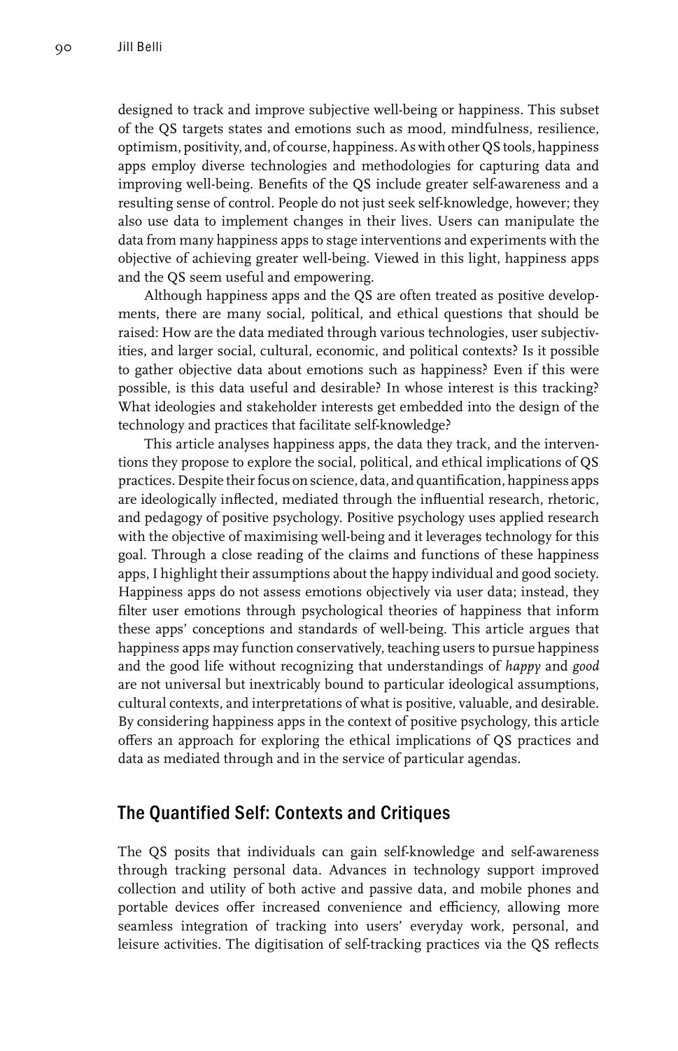designed to track and improve subjective well-being or happiness. This subset of the QS targets states and emotions such as mood, mindfulness, resilience, optimism, positivity, and, of course, happiness. As with other QS tools, happiness apps employ diverse technologies and methodologies for capturing data and improving well-being. Benefits of the QS include greater self-awareness and a resulting sense of control. People do not just seek self-knowledge, however; they also use data to implement changes in their lives. Users can manipulate the data from many happiness apps to stage interventions and experiments with the objective of achieving greater well-being. Viewed in this light, happiness apps and the QS seem useful and empowering.

Although happiness apps and the QS are often treated as positive developments, there are many social, political, and ethical questions that should be raised: How are the data mediated through various technologies, user subjectivities, and larger social, cultural, economic, and political contexts? Is it possible to gather objective data about emotions such as happiness? Even if this were possible, is this data useful and desirable? In whose interest is this tracking? What ideologies and stakeholder interests get embedded into the design of the technology and practices that facilitate self-knowledge?

This article analyses happiness apps, the data they track, and the interventions they propose to explore the social, political, and ethical implications of QS practices. Despite their focus on science, data, and quantification, happiness apps are ideologically inflected, mediated through the influential research, rhetoric, and pedagogy of positive psychology. Positive psychology uses applied research with the objective of maximising well-being and it leverages technology for this goal. Through a close reading of the claims and functions of these happiness apps, I highlight their assumptions about the happy individual and good society. Happiness apps do not assess emotions objectively via user data; instead, they filter user emotions through psychological theories of happiness that inform these apps' conceptions and standards of well-being. This article argues that happiness apps may function conservatively, teaching users to pursue happiness and the good life without recognizing that understandings of *happy* and *good* are not universal but inextricably bound to particular ideological assumptions, cultural contexts, and interpretations of what is positive, valuable, and desirable. By considering happiness apps in the context of positive psychology, this article offers an approach for exploring the ethical implications of QS practices and data as mediated through and in the service of particular agendas.

## The Quantified Self: Contexts and Critiques

The QS posits that individuals can gain self-knowledge and self-awareness through tracking personal data. Advances in technology support improved collection and utility of both active and passive data, and mobile phones and portable devices offer increased convenience and efficiency, allowing more seamless integration of tracking into users' everyday work, personal, and leisure activities. The digitisation of self-tracking practices via the QS reflects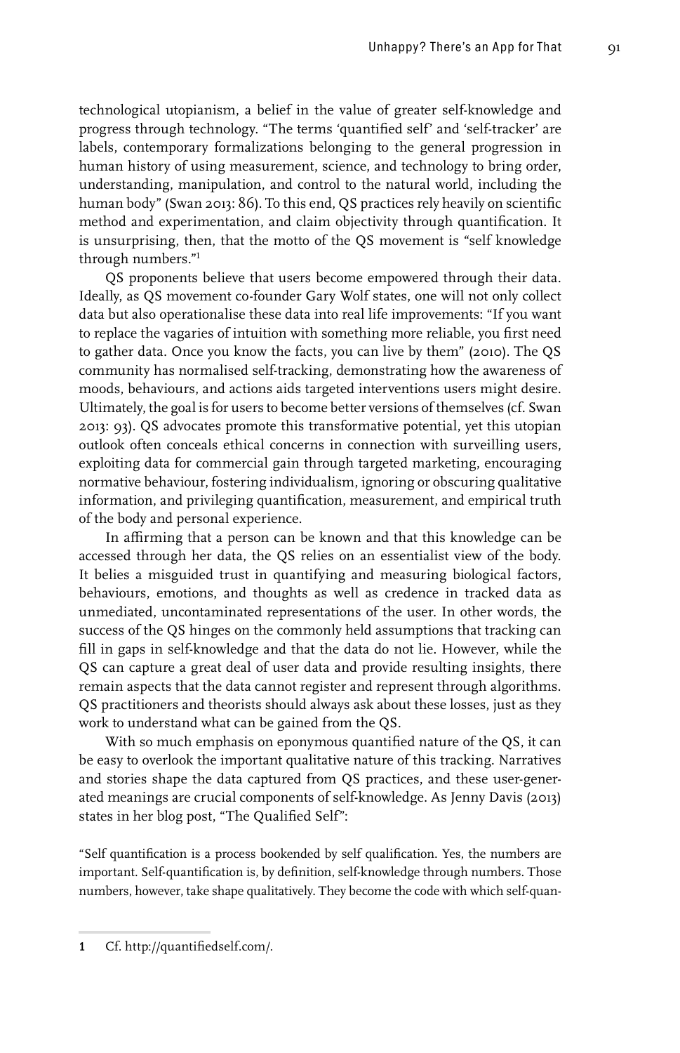technological utopianism, a belief in the value of greater self-knowledge and progress through technology. "The terms 'quantified self' and 'self-tracker' are labels, contemporary formalizations belonging to the general progression in human history of using measurement, science, and technology to bring order, understanding, manipulation, and control to the natural world, including the human body" (Swan 2013: 86). To this end, QS practices rely heavily on scientific method and experimentation, and claim objectivity through quantification. It is unsurprising, then, that the motto of the QS movement is "self knowledge through numbers."[1]

QS proponents believe that users become empowered through their data. Ideally, as QS movement co-founder Gary Wolf states, one will not only collect data but also operationalise these data into real life improvements: "If you want to replace the vagaries of intuition with something more reliable, you first need to gather data. Once you know the facts, you can live by them" (2010). The QS community has normalised self-tracking, demonstrating how the awareness of moods, behaviours, and actions aids targeted interventions users might desire. Ultimately, the goal is for users to become better versions of themselves (cf. Swan 2013: 93). QS advocates promote this transformative potential, yet this utopian outlook often conceals ethical concerns in connection with surveilling users, exploiting data for commercial gain through targeted marketing, encouraging normative behaviour, fostering individualism, ignoring or obscuring qualitative information, and privileging quantification, measurement, and empirical truth of the body and personal experience.

In affirming that a person can be known and that this knowledge can be accessed through her data, the QS relies on an essentialist view of the body. It belies a misguided trust in quantifying and measuring biological factors, behaviours, emotions, and thoughts as well as credence in tracked data as unmediated, uncontaminated representations of the user. In other words, the success of the QS hinges on the commonly held assumptions that tracking can fill in gaps in self-knowledge and that the data do not lie. However, while the QS can capture a great deal of user data and provide resulting insights, there remain aspects that the data cannot register and represent through algorithms. QS practitioners and theorists should always ask about these losses, just as they work to understand what can be gained from the QS.

With so much emphasis on eponymous quantified nature of the QS, it can be easy to overlook the important qualitative nature of this tracking. Narratives and stories shape the data captured from QS practices, and these user-generated meanings are crucial components of self-knowledge. As Jenny Davis (2013) states in her blog post, "The Qualified Self":

"Self quantification is a process bookended by self qualification. Yes, the numbers are important. Self-quantification is, by definition, self-knowledge through numbers. Those numbers, however, take shape qualitatively. They become the code with which self-quan-

[1] Cf. http://quantifiedself.com/.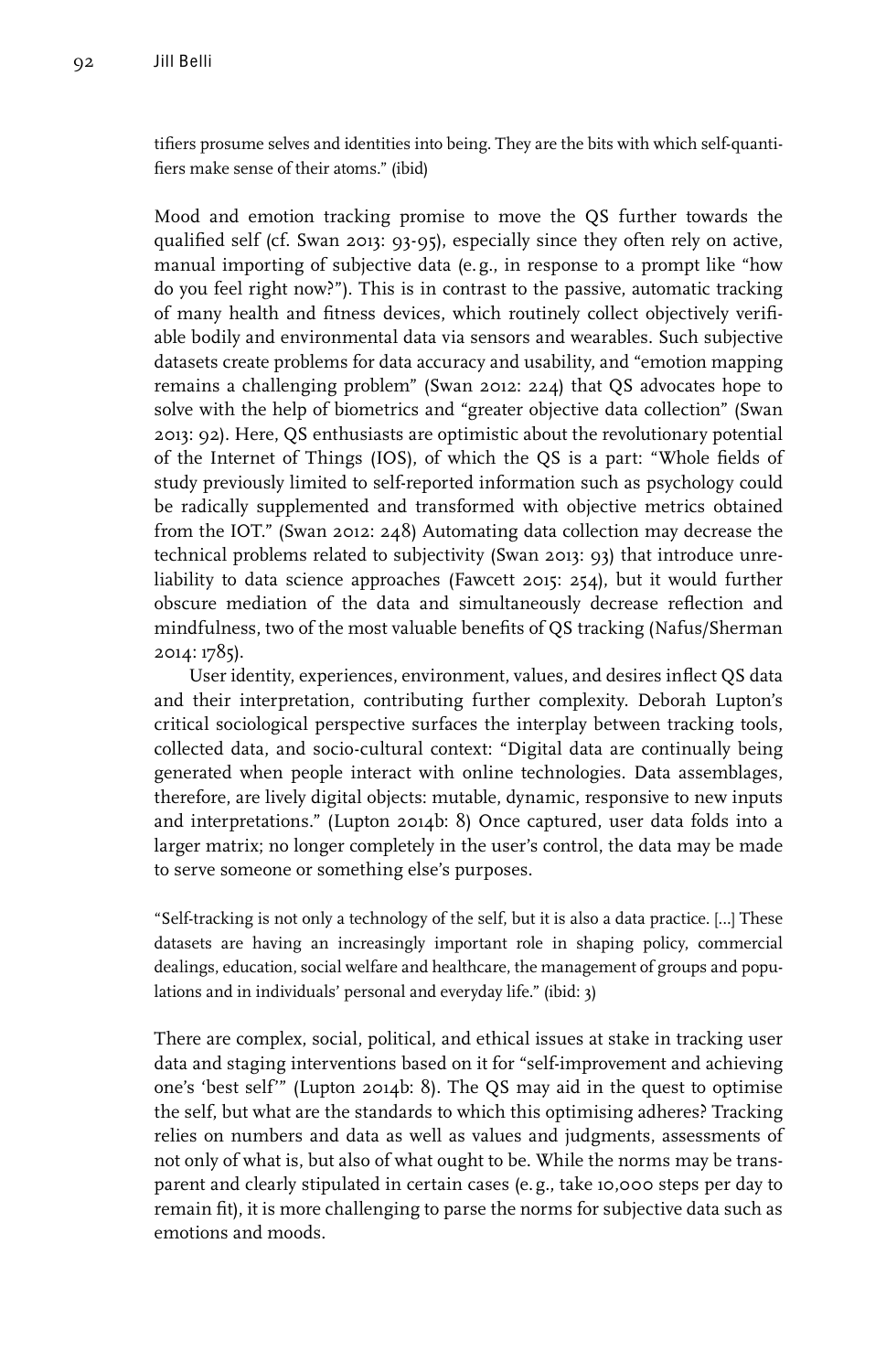tifiers prosume selves and identities into being. They are the bits with which self-quantifiers make sense of their atoms." (ibid)

Mood and emotion tracking promise to move the QS further towards the qualified self (cf. Swan 2013: 93-95), especially since they often rely on active, manual importing of subjective data (e.g., in response to a prompt like "how do you feel right now?"). This is in contrast to the passive, automatic tracking of many health and fitness devices, which routinely collect objectively verifiable bodily and environmental data via sensors and wearables. Such subjective datasets create problems for data accuracy and usability, and "emotion mapping remains a challenging problem" (Swan 2012: 224) that QS advocates hope to solve with the help of biometrics and "greater objective data collection" (Swan 2013: 92). Here, QS enthusiasts are optimistic about the revolutionary potential of the Internet of Things (IOS), of which the QS is a part: "Whole fields of study previously limited to self-reported information such as psychology could be radically supplemented and transformed with objective metrics obtained from the IOT." (Swan 2012: 248) Automating data collection may decrease the technical problems related to subjectivity (Swan 2013: 93) that introduce unreliability to data science approaches (Fawcett 2015: 254), but it would further obscure mediation of the data and simultaneously decrease reflection and mindfulness, two of the most valuable benefits of QS tracking (Nafus/Sherman 2014: 1785).

User identity, experiences, environment, values, and desires inflect QS data and their interpretation, contributing further complexity. Deborah Lupton's critical sociological perspective surfaces the interplay between tracking tools, collected data, and socio-cultural context: "Digital data are continually being generated when people interact with online technologies. Data assemblages, therefore, are lively digital objects: mutable, dynamic, responsive to new inputs and interpretations." (Lupton 2014b: 8) Once captured, user data folds into a larger matrix; no longer completely in the user's control, the data may be made to serve someone or something else's purposes.

"Self-tracking is not only a technology of the self, but it is also a data practice. [...] These datasets are having an increasingly important role in shaping policy, commercial dealings, education, social welfare and healthcare, the management of groups and populations and in individuals' personal and everyday life." (ibid: 3)

There are complex, social, political, and ethical issues at stake in tracking user data and staging interventions based on it for "self-improvement and achieving one's 'best self'" (Lupton 2014b: 8). The QS may aid in the quest to optimise the self, but what are the standards to which this optimising adheres? Tracking relies on numbers and data as well as values and judgments, assessments of not only of what is, but also of what ought to be. While the norms may be transparent and clearly stipulated in certain cases (e.g., take 10,000 steps per day to remain fit), it is more challenging to parse the norms for subjective data such as emotions and moods.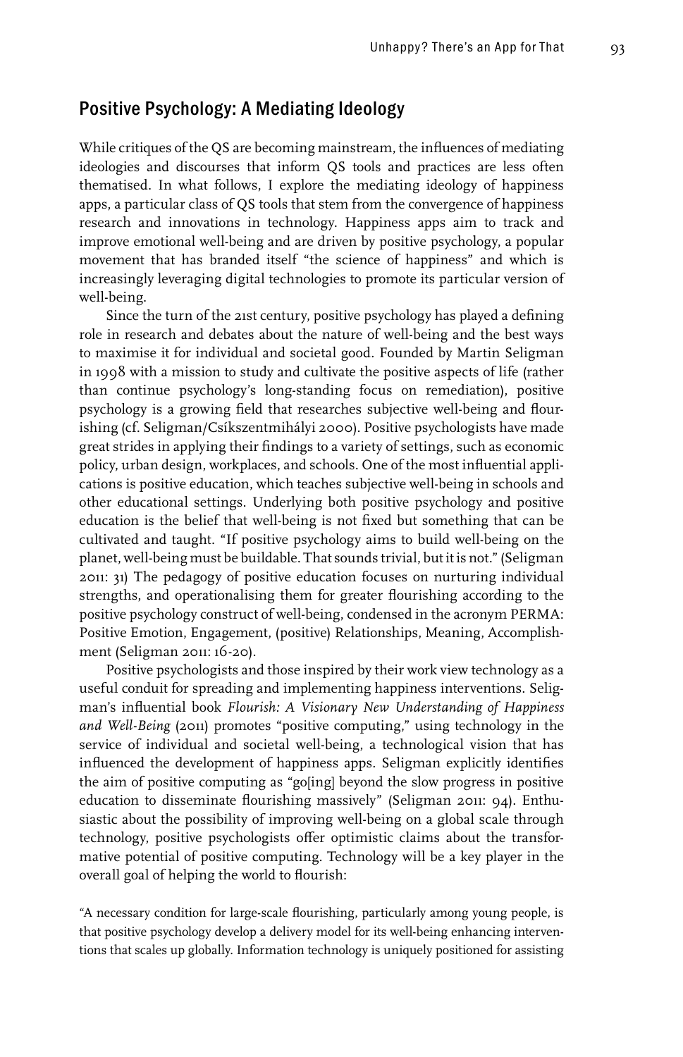## Positive Psychology: A Mediating Ideology

While critiques of the QS are becoming mainstream, the influences of mediating ideologies and discourses that inform QS tools and practices are less often thematised. In what follows, I explore the mediating ideology of happiness apps, a particular class of QS tools that stem from the convergence of happiness research and innovations in technology. Happiness apps aim to track and improve emotional well-being and are driven by positive psychology, a popular movement that has branded itself "the science of happiness" and which is increasingly leveraging digital technologies to promote its particular version of well-being.

Since the turn of the 21st century, positive psychology has played a defining role in research and debates about the nature of well-being and the best ways to maximise it for individual and societal good. Founded by Martin Seligman in 1998 with a mission to study and cultivate the positive aspects of life (rather than continue psychology's long-standing focus on remediation), positive psychology is a growing field that researches subjective well-being and flourishing (cf. Seligman/Csíkszentmihályi 2000). Positive psychologists have made great strides in applying their findings to a variety of settings, such as economic policy, urban design, workplaces, and schools. One of the most influential applications is positive education, which teaches subjective well-being in schools and other educational settings. Underlying both positive psychology and positive education is the belief that well-being is not fixed but something that can be cultivated and taught. "If positive psychology aims to build well-being on the planet, well-being must be buildable. That sounds trivial, but it is not." (Seligman 2011: 31) The pedagogy of positive education focuses on nurturing individual strengths, and operationalising them for greater flourishing according to the positive psychology construct of well-being, condensed in the acronym PERMA: Positive Emotion, Engagement, (positive) Relationships, Meaning, Accomplishment (Seligman 2011: 16-20).

Positive psychologists and those inspired by their work view technology as a useful conduit for spreading and implementing happiness interventions. Seligman's influential book *Flourish: A Visionary New Understanding of Happiness and Well-Being* (2011) promotes "positive computing," using technology in the service of individual and societal well-being, a technological vision that has influenced the development of happiness apps. Seligman explicitly identifies the aim of positive computing as "go[ing] beyond the slow progress in positive education to disseminate flourishing massively" (Seligman 2011: 94). Enthusiastic about the possibility of improving well-being on a global scale through technology, positive psychologists offer optimistic claims about the transformative potential of positive computing. Technology will be a key player in the overall goal of helping the world to flourish:

> "A necessary condition for large-scale flourishing, particularly among young people, is that positive psychology develop a delivery model for its well-being enhancing interventions that scales up globally. Information technology is uniquely positioned for assisting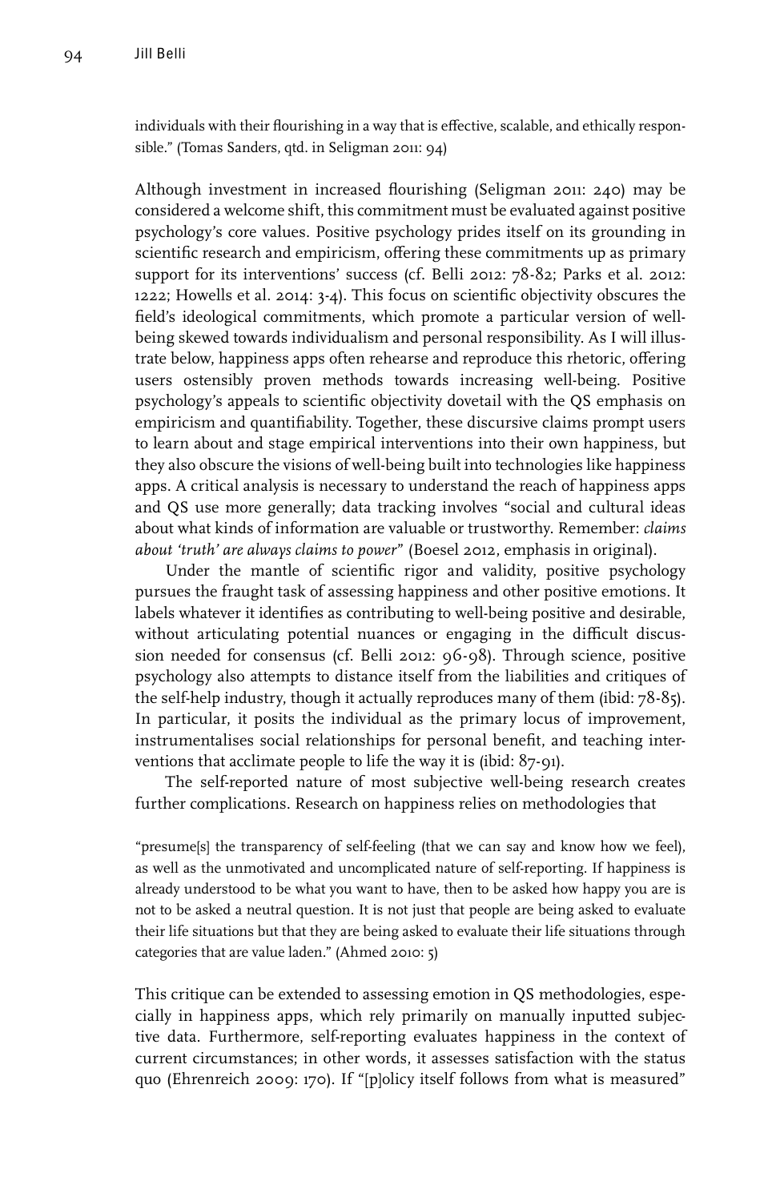individuals with their flourishing in a way that is effective, scalable, and ethically responsible." (Tomas Sanders, qtd. in Seligman 2011: 94)

Although investment in increased flourishing (Seligman 2011: 240) may be considered a welcome shift, this commitment must be evaluated against positive psychology's core values. Positive psychology prides itself on its grounding in scientific research and empiricism, offering these commitments up as primary support for its interventions' success (cf. Belli 2012: 78-82; Parks et al. 2012: 1222; Howells et al. 2014: 3-4). This focus on scientific objectivity obscures the field's ideological commitments, which promote a particular version of well-being skewed towards individualism and personal responsibility. As I will illustrate below, happiness apps often rehearse and reproduce this rhetoric, offering users ostensibly proven methods towards increasing well-being. Positive psychology's appeals to scientific objectivity dovetail with the QS emphasis on empiricism and quantifiability. Together, these discursive claims prompt users to learn about and stage empirical interventions into their own happiness, but they also obscure the visions of well-being built into technologies like happiness apps. A critical analysis is necessary to understand the reach of happiness apps and QS use more generally; data tracking involves "social and cultural ideas about what kinds of information are valuable or trustworthy. Remember: *claims about 'truth' are always claims to power*" (Boesel 2012, emphasis in original).

Under the mantle of scientific rigor and validity, positive psychology pursues the fraught task of assessing happiness and other positive emotions. It labels whatever it identifies as contributing to well-being positive and desirable, without articulating potential nuances or engaging in the difficult discussion needed for consensus (cf. Belli 2012: 96-98). Through science, positive psychology also attempts to distance itself from the liabilities and critiques of the self-help industry, though it actually reproduces many of them (ibid: 78-85). In particular, it posits the individual as the primary locus of improvement, instrumentalises social relationships for personal benefit, and teaching interventions that acclimate people to life the way it is (ibid: 87-91).

The self-reported nature of most subjective well-being research creates further complications. Research on happiness relies on methodologies that

"presume[s] the transparency of self-feeling (that we can say and know how we feel), as well as the unmotivated and uncomplicated nature of self-reporting. If happiness is already understood to be what you want to have, then to be asked how happy you are is not to be asked a neutral question. It is not just that people are being asked to evaluate their life situations but that they are being asked to evaluate their life situations through categories that are value laden." (Ahmed 2010: 5)

This critique can be extended to assessing emotion in QS methodologies, especially in happiness apps, which rely primarily on manually inputted subjective data. Furthermore, self-reporting evaluates happiness in the context of current circumstances; in other words, it assesses satisfaction with the status quo (Ehrenreich 2009: 170). If "[p]olicy itself follows from what is measured"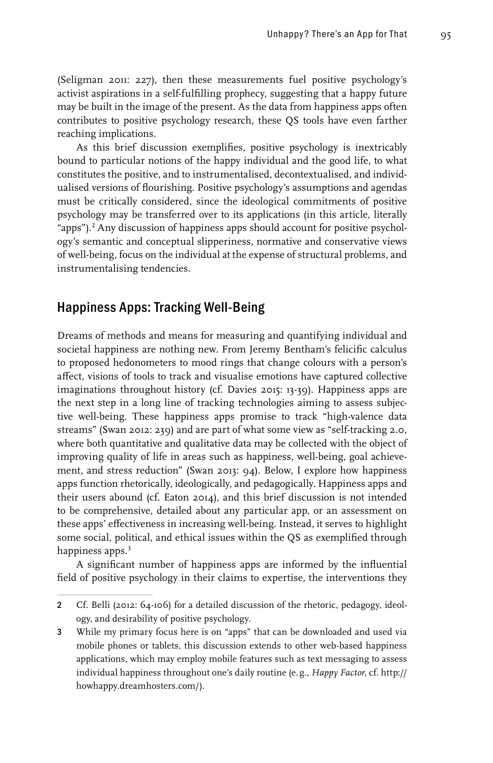(Seligman 2011: 227), then these measurements fuel positive psychology's activist aspirations in a self-fulfilling prophecy, suggesting that a happy future may be built in the image of the present. As the data from happiness apps often contributes to positive psychology research, these QS tools have even farther reaching implications.

As this brief discussion exemplifies, positive psychology is inextricably bound to particular notions of the happy individual and the good life, to what constitutes the positive, and to instrumentalised, decontextualised, and individualised versions of flourishing. Positive psychology's assumptions and agendas must be critically considered, since the ideological commitments of positive psychology may be transferred over to its applications (in this article, literally "apps").[2] Any discussion of happiness apps should account for positive psychology's semantic and conceptual slipperiness, normative and conservative views of well-being, focus on the individual at the expense of structural problems, and instrumentalising tendencies.

## Happiness Apps: Tracking Well-Being

Dreams of methods and means for measuring and quantifying individual and societal happiness are nothing new. From Jeremy Bentham's felicific calculus to proposed hedonometers to mood rings that change colours with a person's affect, visions of tools to track and visualise emotions have captured collective imaginations throughout history (cf. Davies 2015: 13-39). Happiness apps are the next step in a long line of tracking technologies aiming to assess subjective well-being. These happiness apps promise to track "high-valence data streams" (Swan 2012: 239) and are part of what some view as "self-tracking 2.0, where both quantitative and qualitative data may be collected with the object of improving quality of life in areas such as happiness, well-being, goal achievement, and stress reduction" (Swan 2013: 94). Below, I explore how happiness apps function rhetorically, ideologically, and pedagogically. Happiness apps and their users abound (cf. Eaton 2014), and this brief discussion is not intended to be comprehensive, detailed about any particular app, or an assessment on these apps' effectiveness in increasing well-being. Instead, it serves to highlight some social, political, and ethical issues within the QS as exemplified through happiness apps.[3]

A significant number of happiness apps are informed by the influential field of positive psychology in their claims to expertise, the interventions they

2 Cf. Belli (2012: 64-106) for a detailed discussion of the rhetoric, pedagogy, ideology, and desirability of positive psychology.

3 While my primary focus here is on "apps" that can be downloaded and used via mobile phones or tablets, this discussion extends to other web-based happiness applications, which may employ mobile features such as text messaging to assess individual happiness throughout one's daily routine (e.g., *Happy Factor*, cf. http://howhappy.dreamhosters.com/).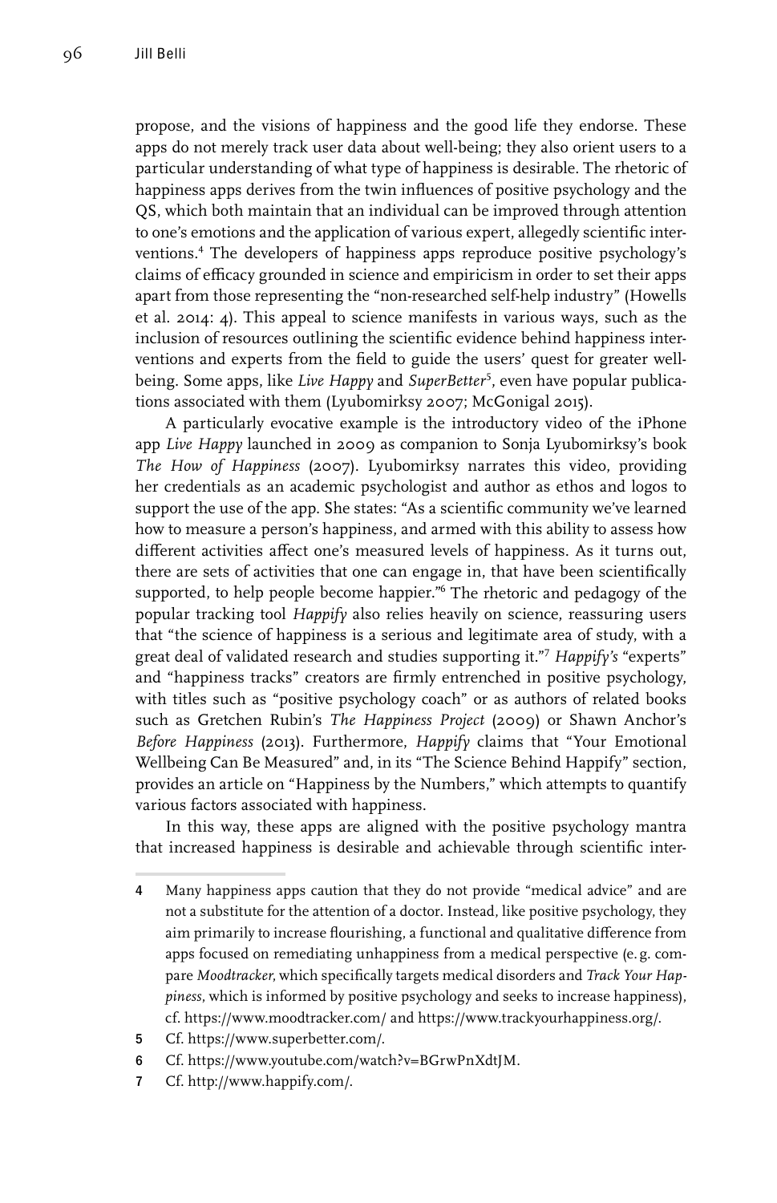propose, and the visions of happiness and the good life they endorse. These apps do not merely track user data about well-being; they also orient users to a particular understanding of what type of happiness is desirable. The rhetoric of happiness apps derives from the twin influences of positive psychology and the QS, which both maintain that an individual can be improved through attention to one's emotions and the application of various expert, allegedly scientific interventions.[4] The developers of happiness apps reproduce positive psychology's claims of efficacy grounded in science and empiricism in order to set their apps apart from those representing the "non-researched self-help industry" (Howells et al. 2014: 4). This appeal to science manifests in various ways, such as the inclusion of resources outlining the scientific evidence behind happiness interventions and experts from the field to guide the users' quest for greater well-being. Some apps, like *Live Happy* and *SuperBetter*[5], even have popular publications associated with them (Lyubomirksy 2007; McGonigal 2015).

A particularly evocative example is the introductory video of the iPhone app *Live Happy* launched in 2009 as companion to Sonja Lyubomirksy's book *The How of Happiness* (2007). Lyubomirksy narrates this video, providing her credentials as an academic psychologist and author as ethos and logos to support the use of the app. She states: "As a scientific community we've learned how to measure a person's happiness, and armed with this ability to assess how different activities affect one's measured levels of happiness. As it turns out, there are sets of activities that one can engage in, that have been scientifically supported, to help people become happier."[6] The rhetoric and pedagogy of the popular tracking tool *Happify* also relies heavily on science, reassuring users that "the science of happiness is a serious and legitimate area of study, with a great deal of validated research and studies supporting it."[7] *Happify's* "experts" and "happiness tracks" creators are firmly entrenched in positive psychology, with titles such as "positive psychology coach" or as authors of related books such as Gretchen Rubin's *The Happiness Project* (2009) or Shawn Anchor's *Before Happiness* (2013). Furthermore, *Happify* claims that "Your Emotional Wellbeing Can Be Measured" and, in its "The Science Behind Happify" section, provides an article on "Happiness by the Numbers," which attempts to quantify various factors associated with happiness.

In this way, these apps are aligned with the positive psychology mantra that increased happiness is desirable and achievable through scientific inter-

4 Many happiness apps caution that they do not provide "medical advice" and are not a substitute for the attention of a doctor. Instead, like positive psychology, they aim primarily to increase flourishing, a functional and qualitative difference from apps focused on remediating unhappiness from a medical perspective (e.g. compare *Moodtracker*, which specifically targets medical disorders and *Track Your Happiness*, which is informed by positive psychology and seeks to increase happiness), cf. https://www.moodtracker.com/ and https://www.trackyourhappiness.org/.

5 Cf. https://www.superbetter.com/.

6 Cf. https://www.youtube.com/watch?v=BGrwPnXdtJM.

7 Cf. http://www.happify.com/.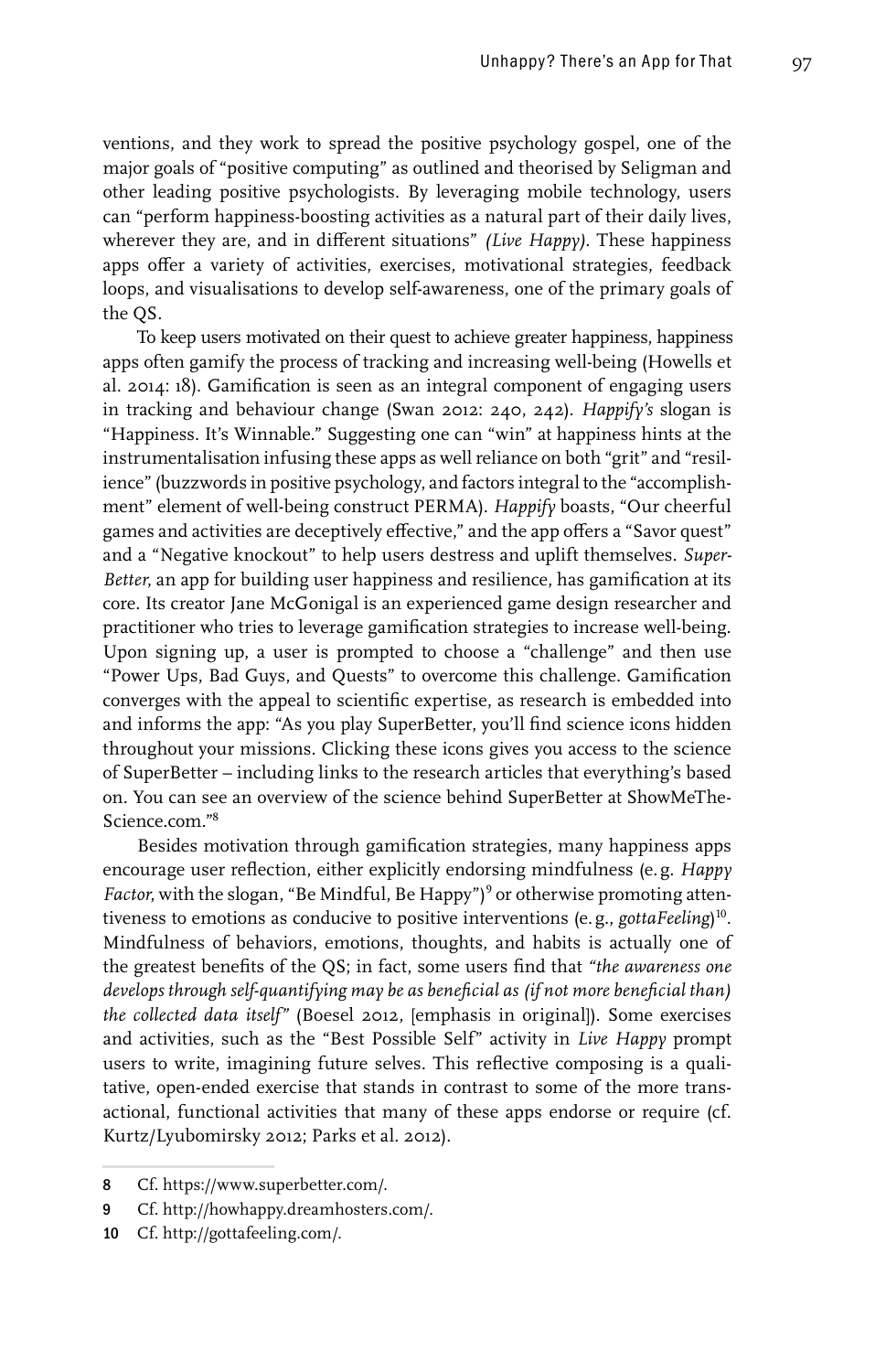ventions, and they work to spread the positive psychology gospel, one of the major goals of "positive computing" as outlined and theorised by Seligman and other leading positive psychologists. By leveraging mobile technology, users can "perform happiness-boosting activities as a natural part of their daily lives, wherever they are, and in different situations" *(Live Happy)*. These happiness apps offer a variety of activities, exercises, motivational strategies, feedback loops, and visualisations to develop self-awareness, one of the primary goals of the QS.

To keep users motivated on their quest to achieve greater happiness, happiness apps often gamify the process of tracking and increasing well-being (Howells et al. 2014: 18). Gamification is seen as an integral component of engaging users in tracking and behaviour change (Swan 2012: 240, 242). *Happify's* slogan is "Happiness. It's Winnable." Suggesting one can "win" at happiness hints at the instrumentalisation infusing these apps as well reliance on both "grit" and "resilience" (buzzwords in positive psychology, and factors integral to the "accomplishment" element of well-being construct PERMA). *Happify* boasts, "Our cheerful games and activities are deceptively effective," and the app offers a "Savor quest" and a "Negative knockout" to help users destress and uplift themselves. *SuperBetter*, an app for building user happiness and resilience, has gamification at its core. Its creator Jane McGonigal is an experienced game design researcher and practitioner who tries to leverage gamification strategies to increase well-being. Upon signing up, a user is prompted to choose a "challenge" and then use "Power Ups, Bad Guys, and Quests" to overcome this challenge. Gamification converges with the appeal to scientific expertise, as research is embedded into and informs the app: "As you play SuperBetter, you'll find science icons hidden throughout your missions. Clicking these icons gives you access to the science of SuperBetter – including links to the research articles that everything's based on. You can see an overview of the science behind SuperBetter at ShowMeTheScience.com."[8]

Besides motivation through gamification strategies, many happiness apps encourage user reflection, either explicitly endorsing mindfulness (e.g. *Happy Factor*, with the slogan, "Be Mindful, Be Happy")[9] or otherwise promoting attentiveness to emotions as conducive to positive interventions (e.g., *gottaFeeling*)[10]. Mindfulness of behaviors, emotions, thoughts, and habits is actually one of the greatest benefits of the QS; in fact, some users find that *"the awareness one develops through self-quantifying may be as beneficial as (if not more beneficial than) the collected data itself"* (Boesel 2012, [emphasis in original]). Some exercises and activities, such as the "Best Possible Self" activity in *Live Happy* prompt users to write, imagining future selves. This reflective composing is a qualitative, open-ended exercise that stands in contrast to some of the more transactional, functional activities that many of these apps endorse or require (cf. Kurtz/Lyubomirsky 2012; Parks et al. 2012).

8 Cf. https://www.superbetter.com/.

9 Cf. http://howhappy.dreamhosters.com/.

10 Cf. http://gottafeeling.com/.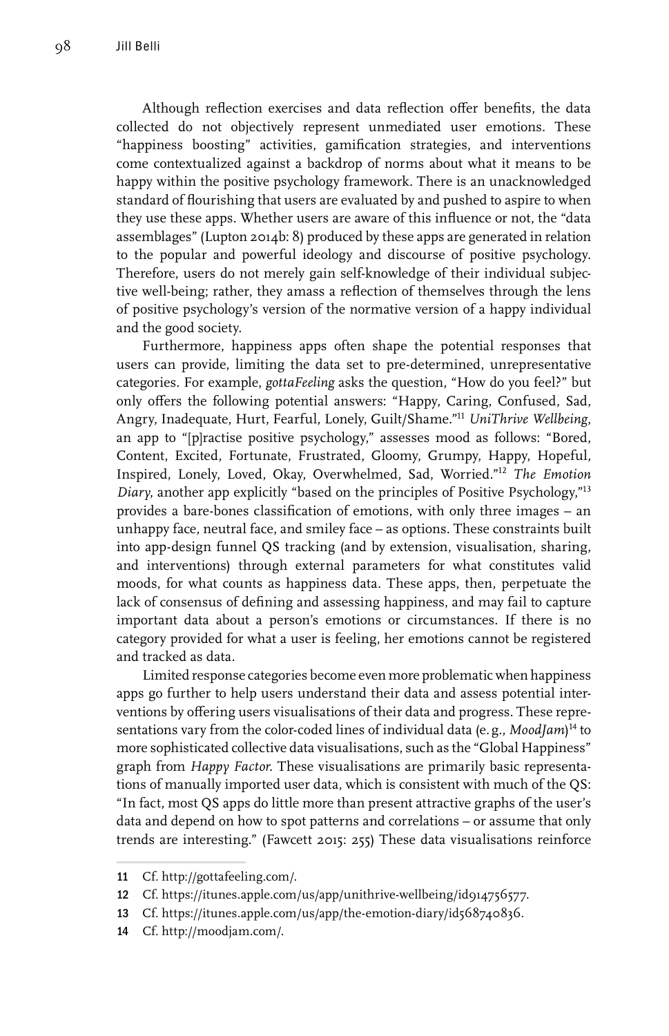Although reflection exercises and data reflection offer benefits, the data collected do not objectively represent unmediated user emotions. These "happiness boosting" activities, gamification strategies, and interventions come contextualized against a backdrop of norms about what it means to be happy within the positive psychology framework. There is an unacknowledged standard of flourishing that users are evaluated by and pushed to aspire to when they use these apps. Whether users are aware of this influence or not, the "data assemblages" (Lupton 2014b: 8) produced by these apps are generated in relation to the popular and powerful ideology and discourse of positive psychology. Therefore, users do not merely gain self-knowledge of their individual subjective well-being; rather, they amass a reflection of themselves through the lens of positive psychology's version of the normative version of a happy individual and the good society.

Furthermore, happiness apps often shape the potential responses that users can provide, limiting the data set to pre-determined, unrepresentative categories. For example, *gottaFeeling* asks the question, "How do you feel?" but only offers the following potential answers: "Happy, Caring, Confused, Sad, Angry, Inadequate, Hurt, Fearful, Lonely, Guilt/Shame."[11] *UniThrive Wellbeing*, an app to "[p]ractise positive psychology," assesses mood as follows: "Bored, Content, Excited, Fortunate, Frustrated, Gloomy, Grumpy, Happy, Hopeful, Inspired, Lonely, Loved, Okay, Overwhelmed, Sad, Worried."[12] *The Emotion Diary*, another app explicitly "based on the principles of Positive Psychology,"[13] provides a bare-bones classification of emotions, with only three images – an unhappy face, neutral face, and smiley face – as options. These constraints built into app-design funnel QS tracking (and by extension, visualisation, sharing, and interventions) through external parameters for what constitutes valid moods, for what counts as happiness data. These apps, then, perpetuate the lack of consensus of defining and assessing happiness, and may fail to capture important data about a person's emotions or circumstances. If there is no category provided for what a user is feeling, her emotions cannot be registered and tracked as data.

Limited response categories become even more problematic when happiness apps go further to help users understand their data and assess potential interventions by offering users visualisations of their data and progress. These representations vary from the color-coded lines of individual data (e. g., *MoodJam*)[14] to more sophisticated collective data visualisations, such as the "Global Happiness" graph from *Happy Factor*. These visualisations are primarily basic representations of manually imported user data, which is consistent with much of the QS: "In fact, most QS apps do little more than present attractive graphs of the user's data and depend on how to spot patterns and correlations – or assume that only trends are interesting." (Fawcett 2015: 255) These data visualisations reinforce

---

11 Cf. http://gottafeeling.com/.

12 Cf. https://itunes.apple.com/us/app/unithrive-wellbeing/id914756577.

13 Cf. https://itunes.apple.com/us/app/the-emotion-diary/id568740836.

14 Cf. http://moodjam.com/.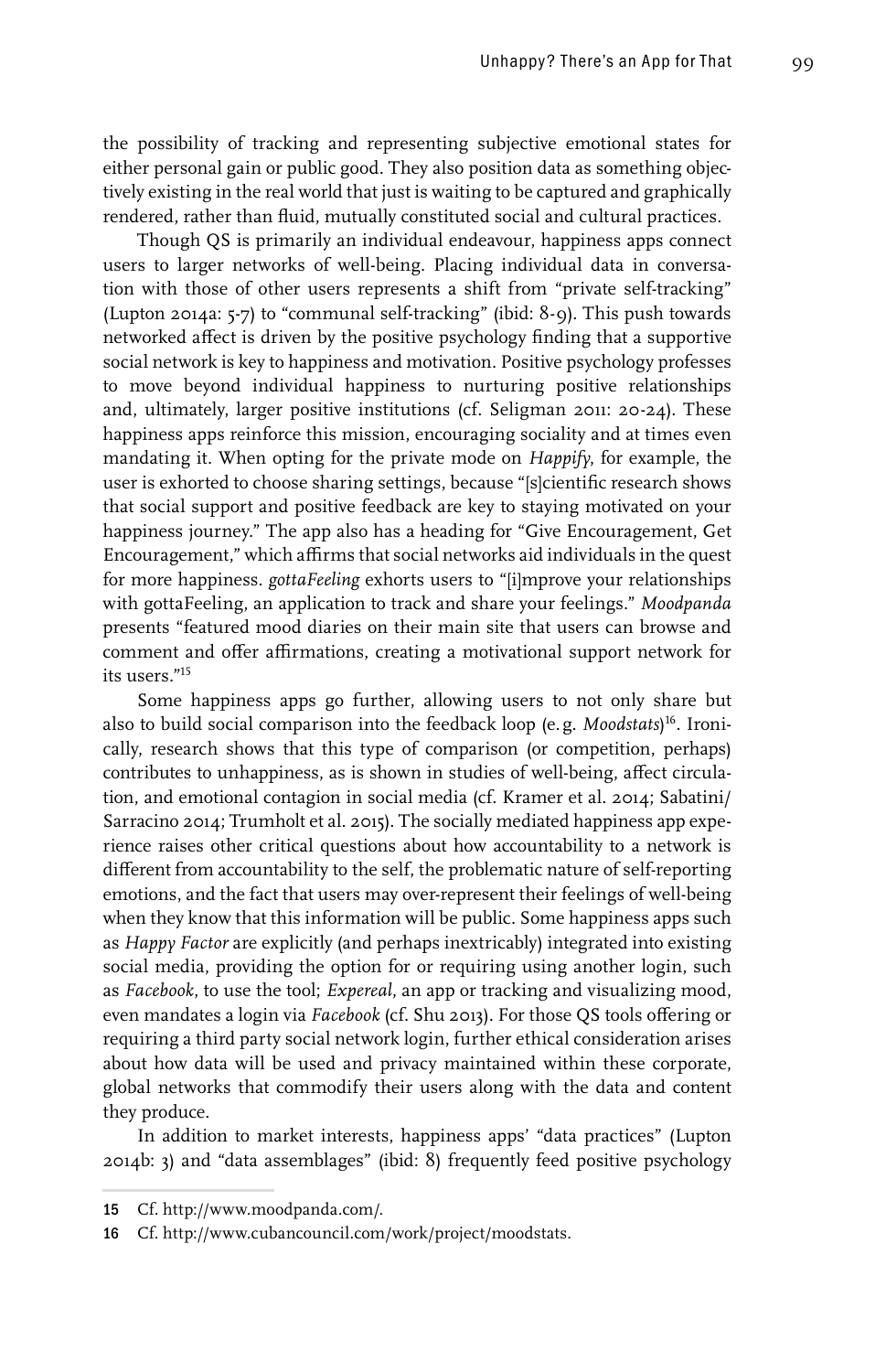the possibility of tracking and representing subjective emotional states for either personal gain or public good. They also position data as something objectively existing in the real world that just is waiting to be captured and graphically rendered, rather than fluid, mutually constituted social and cultural practices.

Though QS is primarily an individual endeavour, happiness apps connect users to larger networks of well-being. Placing individual data in conversation with those of other users represents a shift from "private self-tracking" (Lupton 2014a: 5-7) to "communal self-tracking" (ibid: 8-9). This push towards networked affect is driven by the positive psychology finding that a supportive social network is key to happiness and motivation. Positive psychology professes to move beyond individual happiness to nurturing positive relationships and, ultimately, larger positive institutions (cf. Seligman 2011: 20-24). These happiness apps reinforce this mission, encouraging sociality and at times even mandating it. When opting for the private mode on *Happify*, for example, the user is exhorted to choose sharing settings, because "[s]cientific research shows that social support and positive feedback are key to staying motivated on your happiness journey." The app also has a heading for "Give Encouragement, Get Encouragement," which affirms that social networks aid individuals in the quest for more happiness. *gottaFeeling* exhorts users to "[i]mprove your relationships with gottaFeeling, an application to track and share your feelings." *Moodpanda* presents "featured mood diaries on their main site that users can browse and comment and offer affirmations, creating a motivational support network for its users."[15]

Some happiness apps go further, allowing users to not only share but also to build social comparison into the feedback loop (e.g. *Moodstats*)[16]. Ironically, research shows that this type of comparison (or competition, perhaps) contributes to unhappiness, as is shown in studies of well-being, affect circulation, and emotional contagion in social media (cf. Kramer et al. 2014; Sabatini/Sarracino 2014; Trumholt et al. 2015). The socially mediated happiness app experience raises other critical questions about how accountability to a network is different from accountability to the self, the problematic nature of self-reporting emotions, and the fact that users may over-represent their feelings of well-being when they know that this information will be public. Some happiness apps such as *Happy Factor* are explicitly (and perhaps inextricably) integrated into existing social media, providing the option for or requiring using another login, such as *Facebook*, to use the tool; *Expereal*, an app or tracking and visualizing mood, even mandates a login via *Facebook* (cf. Shu 2013). For those QS tools offering or requiring a third party social network login, further ethical consideration arises about how data will be used and privacy maintained within these corporate, global networks that commodify their users along with the data and content they produce.

In addition to market interests, happiness apps' "data practices" (Lupton 2014b: 3) and "data assemblages" (ibid: 8) frequently feed positive psychology

15 Cf. http://www.moodpanda.com/.

16 Cf. http://www.cubancouncil.com/work/project/moodstats.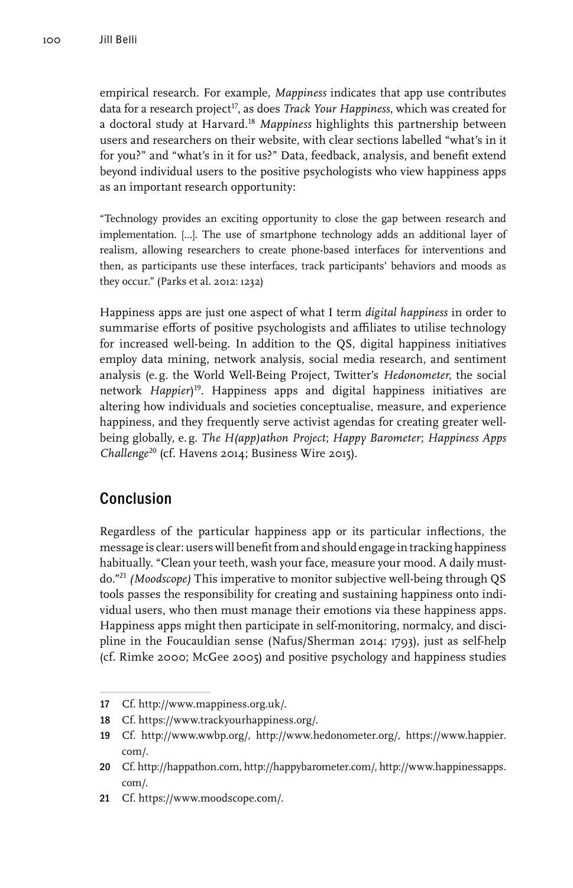empirical research. For example, *Mappiness* indicates that app use contributes data for a research project[17], as does *Track Your Happiness*, which was created for a doctoral study at Harvard.[18] *Mappiness* highlights this partnership between users and researchers on their website, with clear sections labelled "what's in it for you?" and "what's in it for us?" Data, feedback, analysis, and benefit extend beyond individual users to the positive psychologists who view happiness apps as an important research opportunity:

> "Technology provides an exciting opportunity to close the gap between research and implementation. […]. The use of smartphone technology adds an additional layer of realism, allowing researchers to create phone-based interfaces for interventions and then, as participants use these interfaces, track participants' behaviors and moods as they occur." (Parks et al. 2012: 1232)

Happiness apps are just one aspect of what I term *digital happiness* in order to summarise efforts of positive psychologists and affiliates to utilise technology for increased well-being. In addition to the QS, digital happiness initiatives employ data mining, network analysis, social media research, and sentiment analysis (e.g. the World Well-Being Project, Twitter's *Hedonometer*, the social network *Happier*)[19]. Happiness apps and digital happiness initiatives are altering how individuals and societies conceptualise, measure, and experience happiness, and they frequently serve activist agendas for creating greater well-being globally, e.g. *The H(app)athon Project*; *Happy Barometer*; *Happiness Apps Challenge*[20] (cf. Havens 2014; Business Wire 2015).

## Conclusion

Regardless of the particular happiness app or its particular inflections, the message is clear: users will benefit from and should engage in tracking happiness habitually. "Clean your teeth, wash your face, measure your mood. A daily must-do."[21] *(Moodscope)* This imperative to monitor subjective well-being through QS tools passes the responsibility for creating and sustaining happiness onto individual users, who then must manage their emotions via these happiness apps. Happiness apps might then participate in self-monitoring, normalcy, and discipline in the Foucauldian sense (Nafus/Sherman 2014: 1793), just as self-help (cf. Rimke 2000; McGee 2005) and positive psychology and happiness studies

---

17 Cf. http://www.mappiness.org.uk/.

18 Cf. https://www.trackyourhappiness.org/.

19 Cf. http://www.wwbp.org/, http://www.hedonometer.org/, https://www.happier.com/.

20 Cf. http://happathon.com, http://happybarometer.com/, http://www.happinessapps.com/.

21 Cf. https://www.moodscope.com/.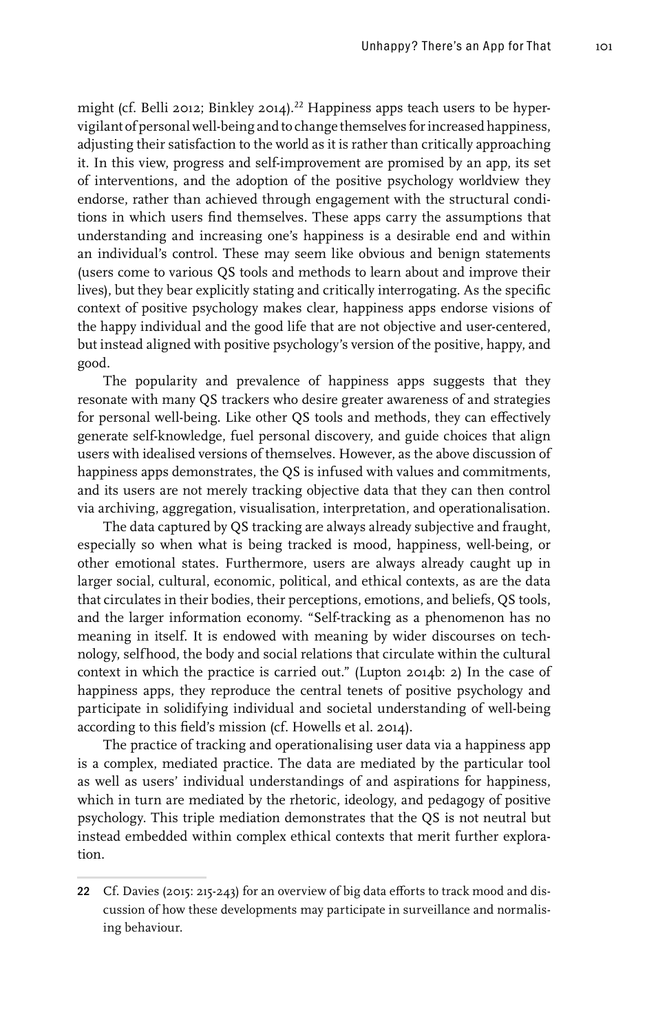might (cf. Belli 2012; Binkley 2014).[22] Happiness apps teach users to be hypervigilant of personal well-being and to change themselves for increased happiness, adjusting their satisfaction to the world as it is rather than critically approaching it. In this view, progress and self-improvement are promised by an app, its set of interventions, and the adoption of the positive psychology worldview they endorse, rather than achieved through engagement with the structural conditions in which users find themselves. These apps carry the assumptions that understanding and increasing one's happiness is a desirable end and within an individual's control. These may seem like obvious and benign statements (users come to various QS tools and methods to learn about and improve their lives), but they bear explicitly stating and critically interrogating. As the specific context of positive psychology makes clear, happiness apps endorse visions of the happy individual and the good life that are not objective and user-centered, but instead aligned with positive psychology's version of the positive, happy, and good.

The popularity and prevalence of happiness apps suggests that they resonate with many QS trackers who desire greater awareness of and strategies for personal well-being. Like other QS tools and methods, they can effectively generate self-knowledge, fuel personal discovery, and guide choices that align users with idealised versions of themselves. However, as the above discussion of happiness apps demonstrates, the QS is infused with values and commitments, and its users are not merely tracking objective data that they can then control via archiving, aggregation, visualisation, interpretation, and operationalisation.

The data captured by QS tracking are always already subjective and fraught, especially so when what is being tracked is mood, happiness, well-being, or other emotional states. Furthermore, users are always already caught up in larger social, cultural, economic, political, and ethical contexts, as are the data that circulates in their bodies, their perceptions, emotions, and beliefs, QS tools, and the larger information economy. "Self-tracking as a phenomenon has no meaning in itself. It is endowed with meaning by wider discourses on technology, selfhood, the body and social relations that circulate within the cultural context in which the practice is carried out." (Lupton 2014b: 2) In the case of happiness apps, they reproduce the central tenets of positive psychology and participate in solidifying individual and societal understanding of well-being according to this field's mission (cf. Howells et al. 2014).

The practice of tracking and operationalising user data via a happiness app is a complex, mediated practice. The data are mediated by the particular tool as well as users' individual understandings of and aspirations for happiness, which in turn are mediated by the rhetoric, ideology, and pedagogy of positive psychology. This triple mediation demonstrates that the QS is not neutral but instead embedded within complex ethical contexts that merit further exploration.

---

22 Cf. Davies (2015: 215-243) for an overview of big data efforts to track mood and discussion of how these developments may participate in surveillance and normalising behaviour.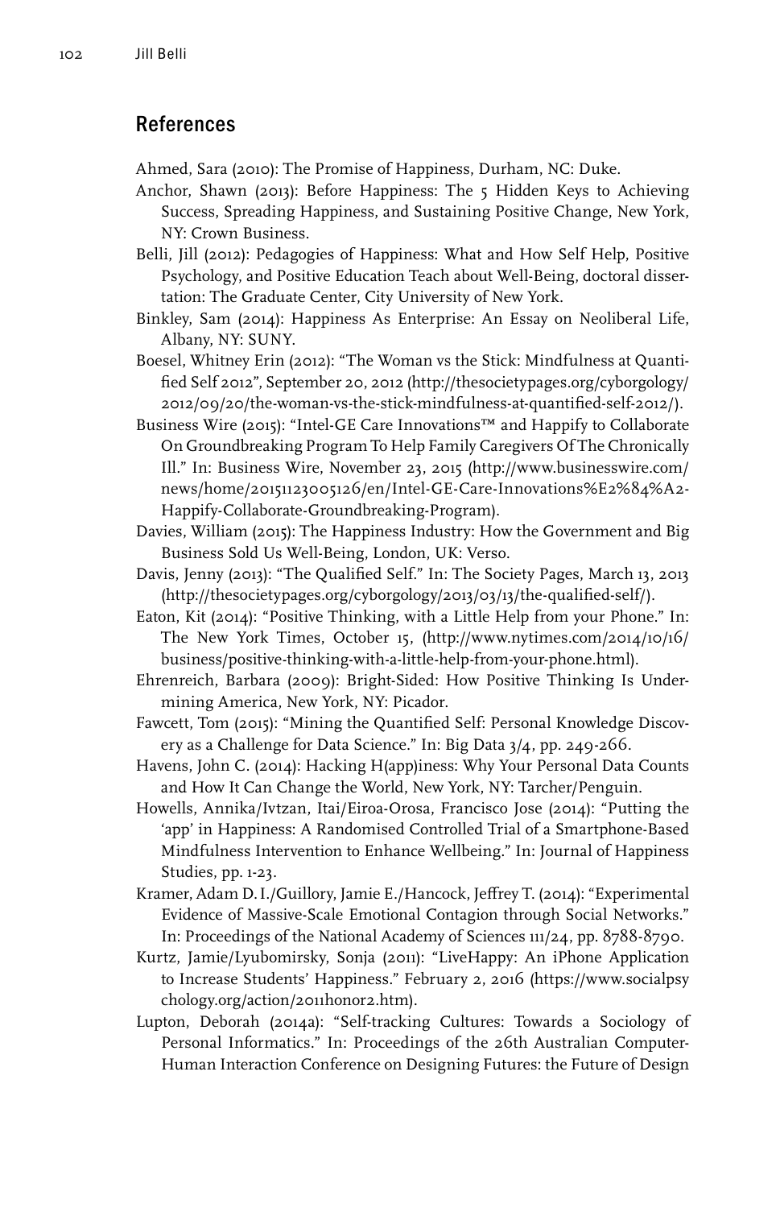## References

Ahmed, Sara (2010): The Promise of Happiness, Durham, NC: Duke.

Anchor, Shawn (2013): Before Happiness: The 5 Hidden Keys to Achieving Success, Spreading Happiness, and Sustaining Positive Change, New York, NY: Crown Business.

Belli, Jill (2012): Pedagogies of Happiness: What and How Self Help, Positive Psychology, and Positive Education Teach about Well-Being, doctoral dissertation: The Graduate Center, City University of New York.

Binkley, Sam (2014): Happiness As Enterprise: An Essay on Neoliberal Life, Albany, NY: SUNY.

Boesel, Whitney Erin (2012): "The Woman vs the Stick: Mindfulness at Quantified Self 2012", September 20, 2012 (http://thesocietypages.org/cyborgology/2012/09/20/the-woman-vs-the-stick-mindfulness-at-quantified-self-2012/).

Business Wire (2015): "Intel-GE Care Innovations™ and Happify to Collaborate On Groundbreaking Program To Help Family Caregivers Of The Chronically Ill." In: Business Wire, November 23, 2015 (http://www.businesswire.com/news/home/20151123005126/en/Intel-GE-Care-Innovations%E2%84%A2-Happify-Collaborate-Groundbreaking-Program).

Davies, William (2015): The Happiness Industry: How the Government and Big Business Sold Us Well-Being, London, UK: Verso.

Davis, Jenny (2013): "The Qualified Self." In: The Society Pages, March 13, 2013 (http://thesocietypages.org/cyborgology/2013/03/13/the-qualified-self/).

Eaton, Kit (2014): "Positive Thinking, with a Little Help from your Phone." In: The New York Times, October 15, (http://www.nytimes.com/2014/10/16/business/positive-thinking-with-a-little-help-from-your-phone.html).

Ehrenreich, Barbara (2009): Bright-Sided: How Positive Thinking Is Undermining America, New York, NY: Picador.

Fawcett, Tom (2015): "Mining the Quantified Self: Personal Knowledge Discovery as a Challenge for Data Science." In: Big Data 3/4, pp. 249-266.

Havens, John C. (2014): Hacking H(app)iness: Why Your Personal Data Counts and How It Can Change the World, New York, NY: Tarcher/Penguin.

Howells, Annika/Ivtzan, Itai/Eiroa-Orosa, Francisco Jose (2014): "Putting the 'app' in Happiness: A Randomised Controlled Trial of a Smartphone-Based Mindfulness Intervention to Enhance Wellbeing." In: Journal of Happiness Studies, pp. 1-23.

Kramer, Adam D. I./Guillory, Jamie E./Hancock, Jeffrey T. (2014): "Experimental Evidence of Massive-Scale Emotional Contagion through Social Networks." In: Proceedings of the National Academy of Sciences 111/24, pp. 8788-8790.

Kurtz, Jamie/Lyubomirsky, Sonja (2011): "LiveHappy: An iPhone Application to Increase Students' Happiness." February 2, 2016 (https://www.socialpsychology.org/action/2011honor2.htm).

Lupton, Deborah (2014a): "Self-tracking Cultures: Towards a Sociology of Personal Informatics." In: Proceedings of the 26th Australian Computer-Human Interaction Conference on Designing Futures: the Future of Design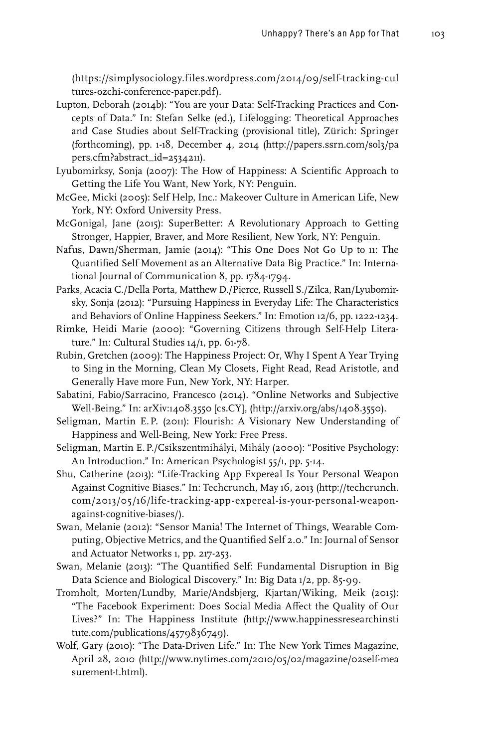(https://simplysociology.files.wordpress.com/2014/09/self-tracking-cultures-ozchi-conference-paper.pdf).

Lupton, Deborah (2014b): "You are your Data: Self-Tracking Practices and Concepts of Data." In: Stefan Selke (ed.), Lifelogging: Theoretical Approaches and Case Studies about Self-Tracking (provisional title), Zürich: Springer (forthcoming), pp. 1-18, December 4, 2014 (http://papers.ssrn.com/sol3/papers.cfm?abstract_id=2534211).

Lyubomirksy, Sonja (2007): The How of Happiness: A Scientific Approach to Getting the Life You Want, New York, NY: Penguin.

McGee, Micki (2005): Self Help, Inc.: Makeover Culture in American Life, New York, NY: Oxford University Press.

McGonigal, Jane (2015): SuperBetter: A Revolutionary Approach to Getting Stronger, Happier, Braver, and More Resilient, New York, NY: Penguin.

Nafus, Dawn/Sherman, Jamie (2014): "This One Does Not Go Up to 11: The Quantified Self Movement as an Alternative Data Big Practice." In: International Journal of Communication 8, pp. 1784-1794.

Parks, Acacia C./Della Porta, Matthew D./Pierce, Russell S./Zilca, Ran/Lyubomirsky, Sonja (2012): "Pursuing Happiness in Everyday Life: The Characteristics and Behaviors of Online Happiness Seekers." In: Emotion 12/6, pp. 1222-1234.

Rimke, Heidi Marie (2000): "Governing Citizens through Self-Help Literature." In: Cultural Studies 14/1, pp. 61-78.

Rubin, Gretchen (2009): The Happiness Project: Or, Why I Spent A Year Trying to Sing in the Morning, Clean My Closets, Fight Read, Read Aristotle, and Generally Have more Fun, New York, NY: Harper.

Sabatini, Fabio/Sarracino, Francesco (2014). "Online Networks and Subjective Well-Being." In: arXiv:1408.3550 [cs.CY], (http://arxiv.org/abs/1408.3550).

Seligman, Martin E.P. (2011): Flourish: A Visionary New Understanding of Happiness and Well-Being, New York: Free Press.

Seligman, Martin E.P./Csíkszentmihályi, Mihály (2000): "Positive Psychology: An Introduction." In: American Psychologist 55/1, pp. 5-14.

Shu, Catherine (2013): "Life-Tracking App Expereal Is Your Personal Weapon Against Cognitive Biases." In: Techcrunch, May 16, 2013 (http://techcrunch.com/2013/05/16/life-tracking-app-expereal-is-your-personal-weapon-against-cognitive-biases/).

Swan, Melanie (2012): "Sensor Mania! The Internet of Things, Wearable Computing, Objective Metrics, and the Quantified Self 2.0." In: Journal of Sensor and Actuator Networks 1, pp. 217-253.

Swan, Melanie (2013): "The Quantified Self: Fundamental Disruption in Big Data Science and Biological Discovery." In: Big Data 1/2, pp. 85-99.

Tromholt, Morten/Lundby, Marie/Andsbjerg, Kjartan/Wiking, Meik (2015): "The Facebook Experiment: Does Social Media Affect the Quality of Our Lives?" In: The Happiness Institute (http://www.happinessresearchinstitute.com/publications/4579836749).

Wolf, Gary (2010): "The Data-Driven Life." In: The New York Times Magazine, April 28, 2010 (http://www.nytimes.com/2010/05/02/magazine/02self-measurement-t.html).